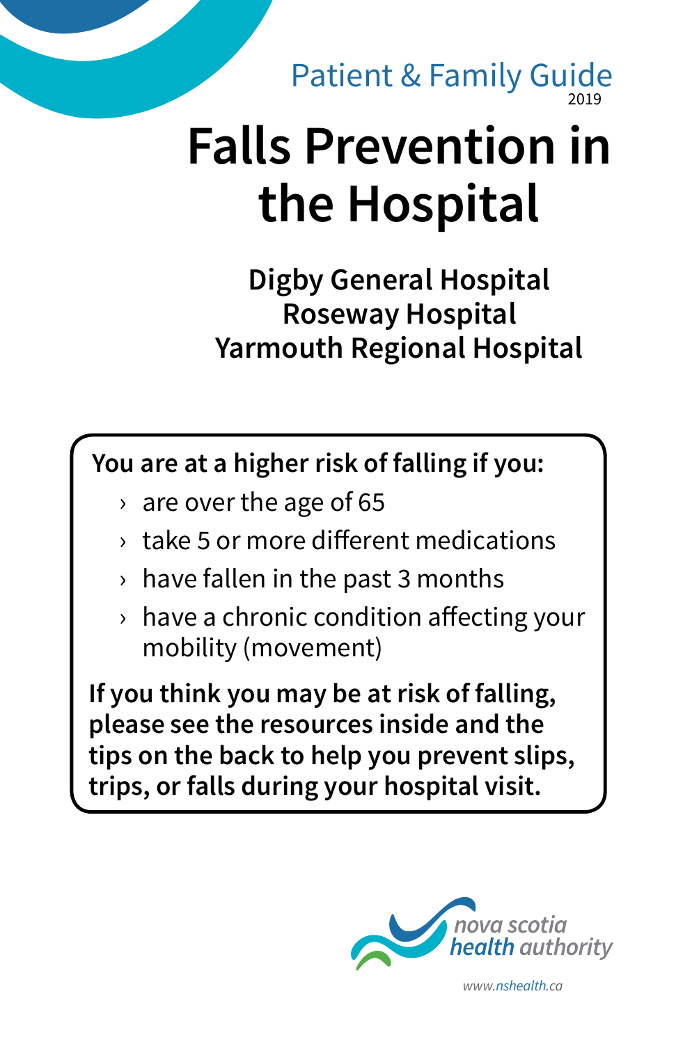Patient & Family Guide
2019

# Falls Prevention in the Hospital

**Digby General Hospital**
**Roseway Hospital**
**Yarmouth Regional Hospital**

**You are at a higher risk of falling if you:**

- are over the age of 65
- take 5 or more different medications
- have fallen in the past 3 months
- have a chronic condition affecting your mobility (movement)

**If you think you may be at risk of falling, please see the resources inside and the tips on the back to help you prevent slips, trips, or falls during your hospital visit.**

nova scotia health authority

www.nshealth.ca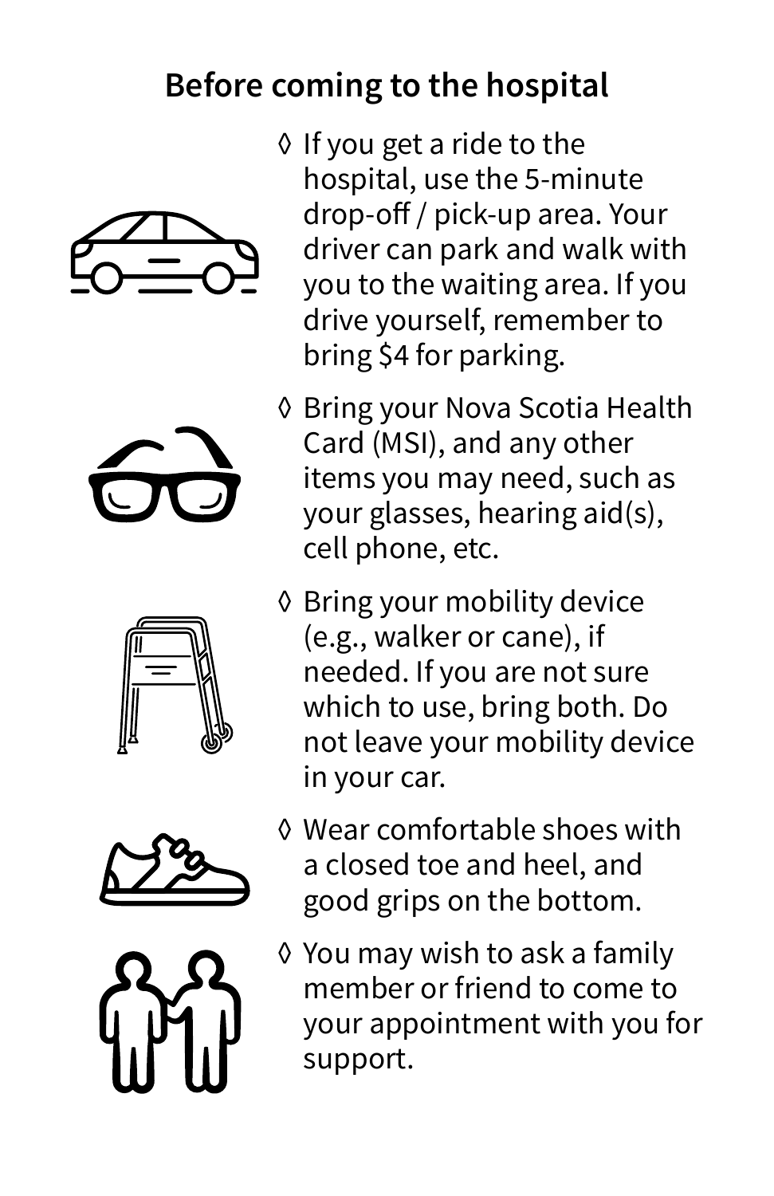## Before coming to the hospital

- If you get a ride to the hospital, use the 5-minute drop-off / pick-up area. Your driver can park and walk with you to the waiting area. If you drive yourself, remember to bring $4 for parking.
- Bring your Nova Scotia Health Card (MSI), and any other items you may need, such as your glasses, hearing aid(s), cell phone, etc.
- Bring your mobility device (e.g., walker or cane), if needed. If you are not sure which to use, bring both. Do not leave your mobility device in your car.
- Wear comfortable shoes with a closed toe and heel, and good grips on the bottom.
- You may wish to ask a family member or friend to come to your appointment with you for support.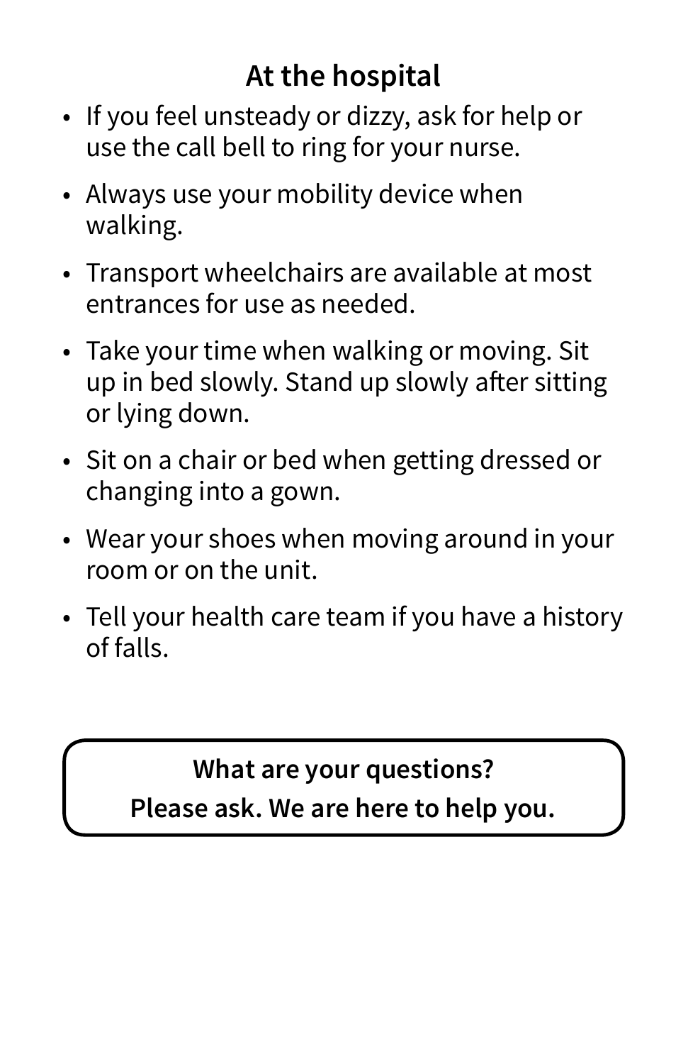## At the hospital

- If you feel unsteady or dizzy, ask for help or use the call bell to ring for your nurse.
- Always use your mobility device when walking.
- Transport wheelchairs are available at most entrances for use as needed.
- Take your time when walking or moving. Sit up in bed slowly. Stand up slowly after sitting or lying down.
- Sit on a chair or bed when getting dressed or changing into a gown.
- Wear your shoes when moving around in your room or on the unit.
- Tell your health care team if you have a history of falls.

**What are your questions?**
**Please ask. We are here to help you.**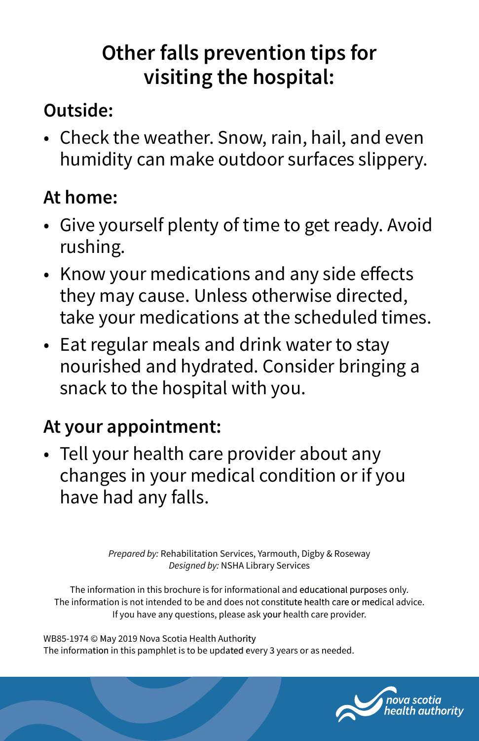# Other falls prevention tips for visiting the hospital:

## Outside:

- Check the weather. Snow, rain, hail, and even humidity can make outdoor surfaces slippery.

## At home:

- Give yourself plenty of time to get ready. Avoid rushing.
- Know your medications and any side effects they may cause. Unless otherwise directed, take your medications at the scheduled times.
- Eat regular meals and drink water to stay nourished and hydrated. Consider bringing a snack to the hospital with you.

## At your appointment:

- Tell your health care provider about any changes in your medical condition or if you have had any falls.

*Prepared by:* Rehabilitation Services, Yarmouth, Digby & Roseway
*Designed by:* NSHA Library Services

The information in this brochure is for informational and educational purposes only.
The information is not intended to be and does not constitute health care or medical advice.
If you have any questions, please ask your health care provider.

WB85-1974 © May 2019 Nova Scotia Health Authority
The information in this pamphlet is to be updated every 3 years or as needed.

nova scotia health authority